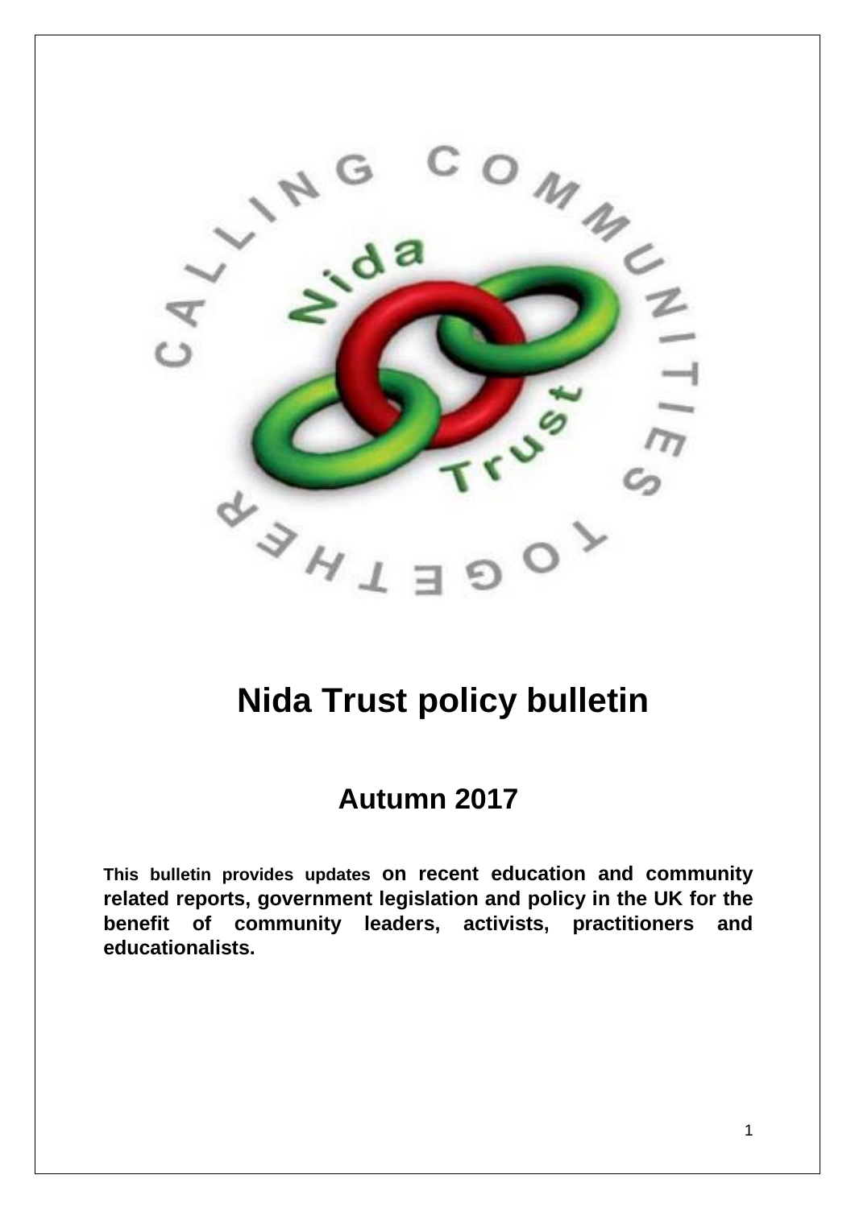# Nida Trust policy bulletin

## Autumn 2017

**This bulletin provides updates on recent education and community related reports, government legislation and policy in the UK for the benefit of community leaders, activists, practitioners and educationalists.**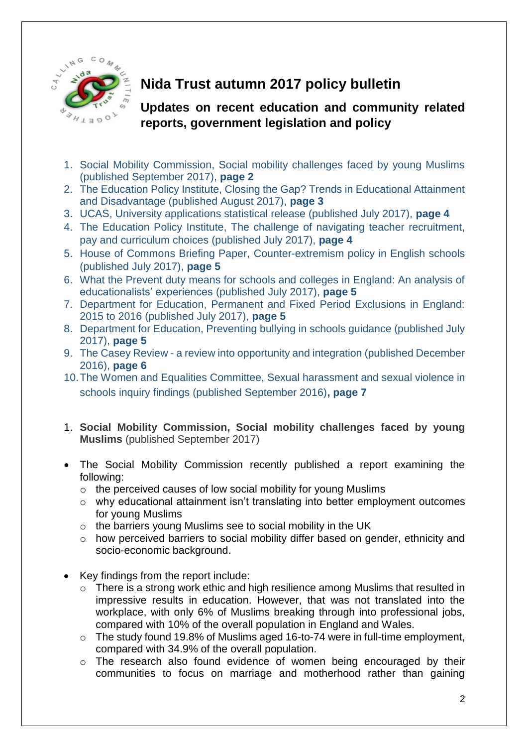# Nida Trust autumn 2017 policy bulletin

## Updates on recent education and community related reports, government legislation and policy

1. Social Mobility Commission, Social mobility challenges faced by young Muslims (published September 2017), **page 2**
2. The Education Policy Institute, Closing the Gap? Trends in Educational Attainment and Disadvantage (published August 2017), **page 3**
3. UCAS, University applications statistical release (published July 2017), **page 4**
4. The Education Policy Institute, The challenge of navigating teacher recruitment, pay and curriculum choices (published July 2017), **page 4**
5. House of Commons Briefing Paper, Counter-extremism policy in English schools (published July 2017), **page 5**
6. What the Prevent duty means for schools and colleges in England: An analysis of educationalists' experiences (published July 2017), **page 5**
7. Department for Education, Permanent and Fixed Period Exclusions in England: 2015 to 2016 (published July 2017), **page 5**
8. Department for Education, Preventing bullying in schools guidance (published July 2017), **page 5**
9. The Casey Review - a review into opportunity and integration (published December 2016), **page 6**
10. The Women and Equalities Committee, Sexual harassment and sexual violence in schools inquiry findings (published September 2016)**, page 7**

1. **Social Mobility Commission, Social mobility challenges faced by young Muslims** (published September 2017)

- The Social Mobility Commission recently published a report examining the following:
  - the perceived causes of low social mobility for young Muslims
  - why educational attainment isn't translating into better employment outcomes for young Muslims
  - the barriers young Muslims see to social mobility in the UK
  - how perceived barriers to social mobility differ based on gender, ethnicity and socio-economic background.

- Key findings from the report include:
  - There is a strong work ethic and high resilience among Muslims that resulted in impressive results in education. However, that was not translated into the workplace, with only 6% of Muslims breaking through into professional jobs, compared with 10% of the overall population in England and Wales.
  - The study found 19.8% of Muslims aged 16-to-74 were in full-time employment, compared with 34.9% of the overall population.
  - The research also found evidence of women being encouraged by their communities to focus on marriage and motherhood rather than gaining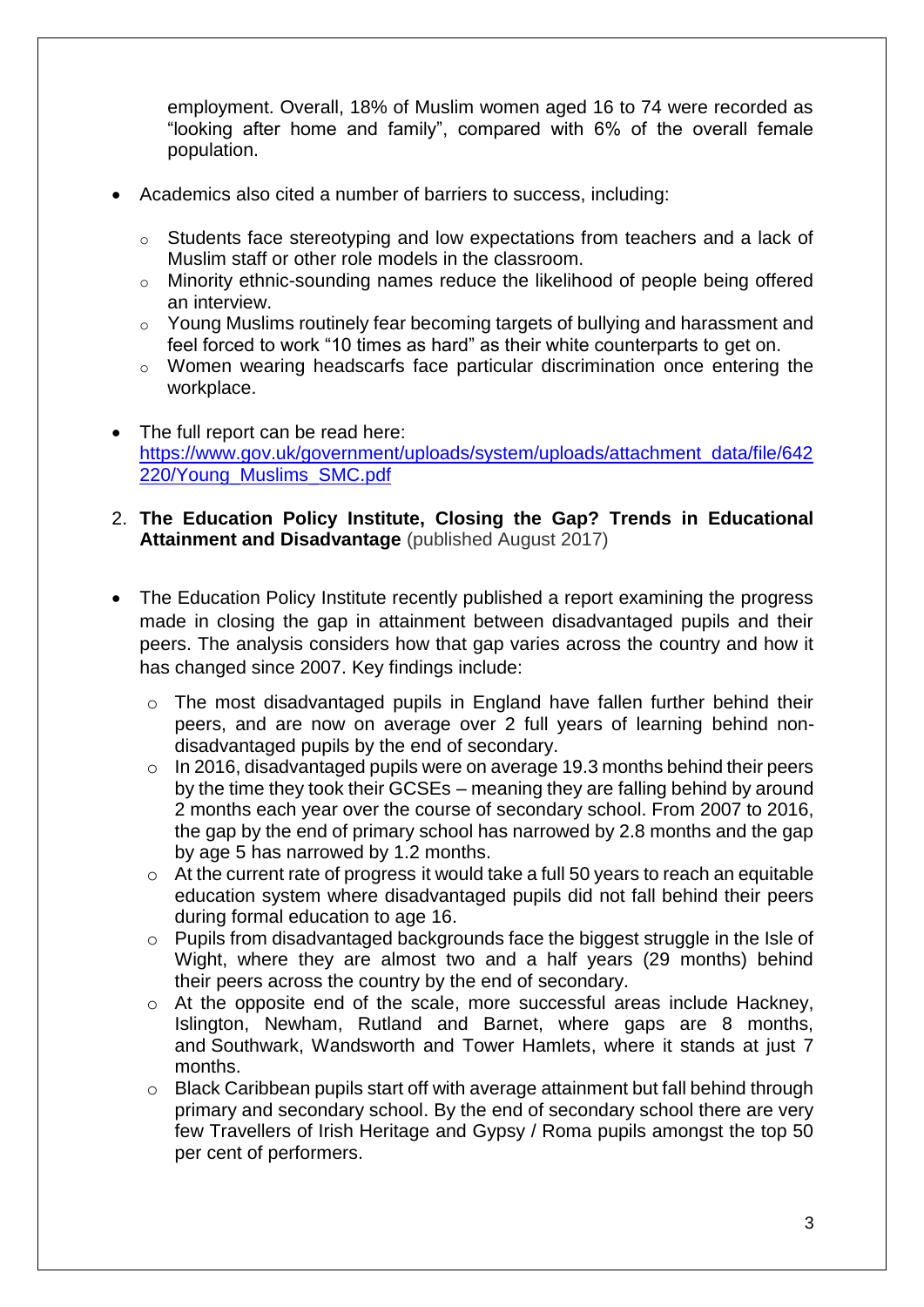employment. Overall, 18% of Muslim women aged 16 to 74 were recorded as "looking after home and family", compared with 6% of the overall female population.

- Academics also cited a number of barriers to success, including:
  - Students face stereotyping and low expectations from teachers and a lack of Muslim staff or other role models in the classroom.
  - Minority ethnic-sounding names reduce the likelihood of people being offered an interview.
  - Young Muslims routinely fear becoming targets of bullying and harassment and feel forced to work "10 times as hard" as their white counterparts to get on.
  - Women wearing headscarfs face particular discrimination once entering the workplace.

- The full report can be read here: https://www.gov.uk/government/uploads/system/uploads/attachment_data/file/642220/Young_Muslims_SMC.pdf

2. **The Education Policy Institute, Closing the Gap? Trends in Educational Attainment and Disadvantage** (published August 2017)

- The Education Policy Institute recently published a report examining the progress made in closing the gap in attainment between disadvantaged pupils and their peers. The analysis considers how that gap varies across the country and how it has changed since 2007. Key findings include:
  - The most disadvantaged pupils in England have fallen further behind their peers, and are now on average over 2 full years of learning behind non-disadvantaged pupils by the end of secondary.
  - In 2016, disadvantaged pupils were on average 19.3 months behind their peers by the time they took their GCSEs – meaning they are falling behind by around 2 months each year over the course of secondary school. From 2007 to 2016, the gap by the end of primary school has narrowed by 2.8 months and the gap by age 5 has narrowed by 1.2 months.
  - At the current rate of progress it would take a full 50 years to reach an equitable education system where disadvantaged pupils did not fall behind their peers during formal education to age 16.
  - Pupils from disadvantaged backgrounds face the biggest struggle in the Isle of Wight, where they are almost two and a half years (29 months) behind their peers across the country by the end of secondary.
  - At the opposite end of the scale, more successful areas include Hackney, Islington, Newham, Rutland and Barnet, where gaps are 8 months, and Southwark, Wandsworth and Tower Hamlets, where it stands at just 7 months.
  - Black Caribbean pupils start off with average attainment but fall behind through primary and secondary school. By the end of secondary school there are very few Travellers of Irish Heritage and Gypsy / Roma pupils amongst the top 50 per cent of performers.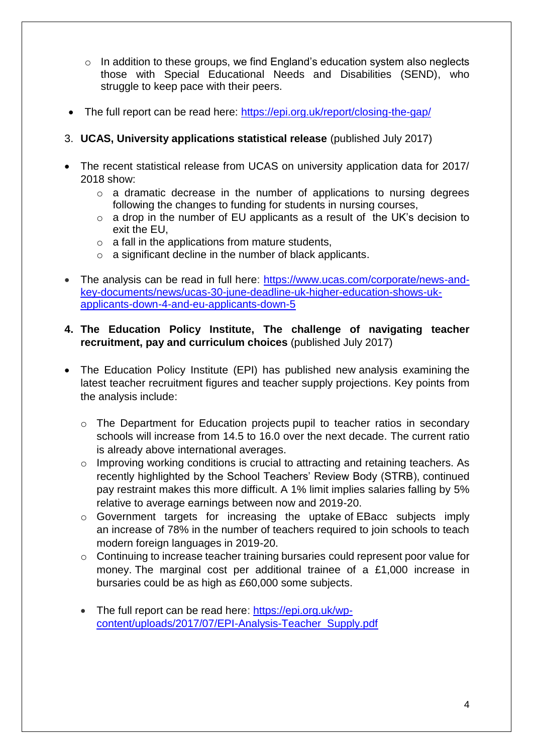- In addition to these groups, we find England's education system also neglects those with Special Educational Needs and Disabilities (SEND), who struggle to keep pace with their peers.

- The full report can be read here: https://epi.org.uk/report/closing-the-gap/

3. **UCAS, University applications statistical release** (published July 2017)

- The recent statistical release from UCAS on university application data for 2017/ 2018 show:
  - a dramatic decrease in the number of applications to nursing degrees following the changes to funding for students in nursing courses,
  - a drop in the number of EU applicants as a result of the UK's decision to exit the EU,
  - a fall in the applications from mature students,
  - a significant decline in the number of black applicants.

- The analysis can be read in full here: https://www.ucas.com/corporate/news-and-key-documents/news/ucas-30-june-deadline-uk-higher-education-shows-uk-applicants-down-4-and-eu-applicants-down-5

4. **The Education Policy Institute, The challenge of navigating teacher recruitment, pay and curriculum choices** (published July 2017)

- The Education Policy Institute (EPI) has published new analysis examining the latest teacher recruitment figures and teacher supply projections. Key points from the analysis include:

  - The Department for Education projects pupil to teacher ratios in secondary schools will increase from 14.5 to 16.0 over the next decade. The current ratio is already above international averages.
  - Improving working conditions is crucial to attracting and retaining teachers. As recently highlighted by the School Teachers' Review Body (STRB), continued pay restraint makes this more difficult. A 1% limit implies salaries falling by 5% relative to average earnings between now and 2019-20.
  - Government targets for increasing the uptake of EBacc subjects imply an increase of 78% in the number of teachers required to join schools to teach modern foreign languages in 2019-20.
  - Continuing to increase teacher training bursaries could represent poor value for money. The marginal cost per additional trainee of a £1,000 increase in bursaries could be as high as £60,000 some subjects.

  - The full report can be read here: https://epi.org.uk/wp-content/uploads/2017/07/EPI-Analysis-Teacher_Supply.pdf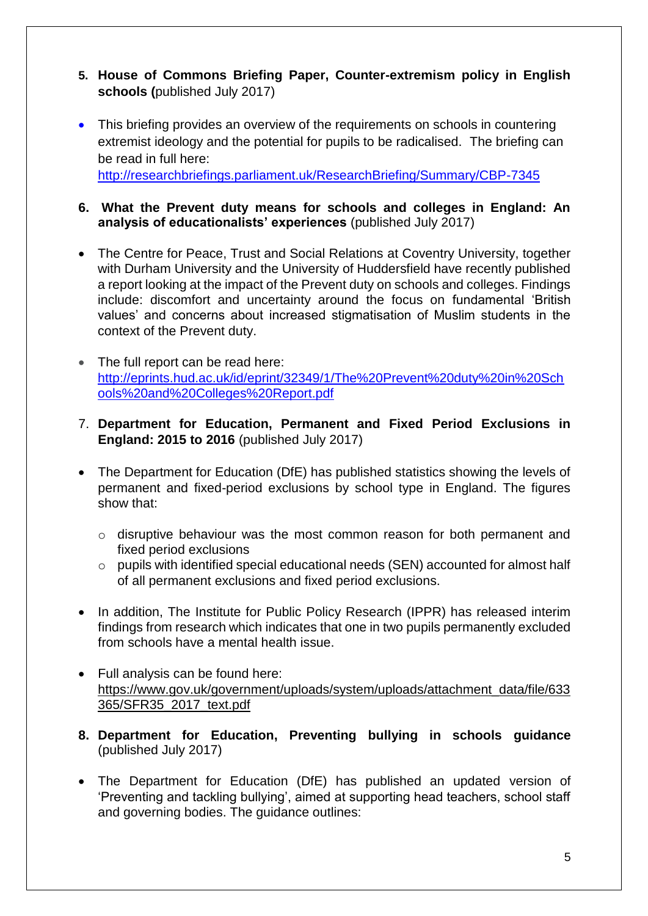5. **House of Commons Briefing Paper, Counter-extremism policy in English schools (**published July 2017)

- This briefing provides an overview of the requirements on schools in countering extremist ideology and the potential for pupils to be radicalised. The briefing can be read in full here: http://researchbriefings.parliament.uk/ResearchBriefing/Summary/CBP-7345

6. **What the Prevent duty means for schools and colleges in England: An analysis of educationalists' experiences** (published July 2017)

- The Centre for Peace, Trust and Social Relations at Coventry University, together with Durham University and the University of Huddersfield have recently published a report looking at the impact of the Prevent duty on schools and colleges. Findings include: discomfort and uncertainty around the focus on fundamental 'British values' and concerns about increased stigmatisation of Muslim students in the context of the Prevent duty.

- The full report can be read here: http://eprints.hud.ac.uk/id/eprint/32349/1/The%20Prevent%20duty%20in%20Schools%20and%20Colleges%20Report.pdf

7. **Department for Education, Permanent and Fixed Period Exclusions in England: 2015 to 2016** (published July 2017)

- The Department for Education (DfE) has published statistics showing the levels of permanent and fixed-period exclusions by school type in England. The figures show that:
  - disruptive behaviour was the most common reason for both permanent and fixed period exclusions
  - pupils with identified special educational needs (SEN) accounted for almost half of all permanent exclusions and fixed period exclusions.

- In addition, The Institute for Public Policy Research (IPPR) has released interim findings from research which indicates that one in two pupils permanently excluded from schools have a mental health issue.

- Full analysis can be found here: https://www.gov.uk/government/uploads/system/uploads/attachment_data/file/633365/SFR35_2017_text.pdf

8. **Department for Education, Preventing bullying in schools guidance** (published July 2017)

- The Department for Education (DfE) has published an updated version of 'Preventing and tackling bullying', aimed at supporting head teachers, school staff and governing bodies. The guidance outlines: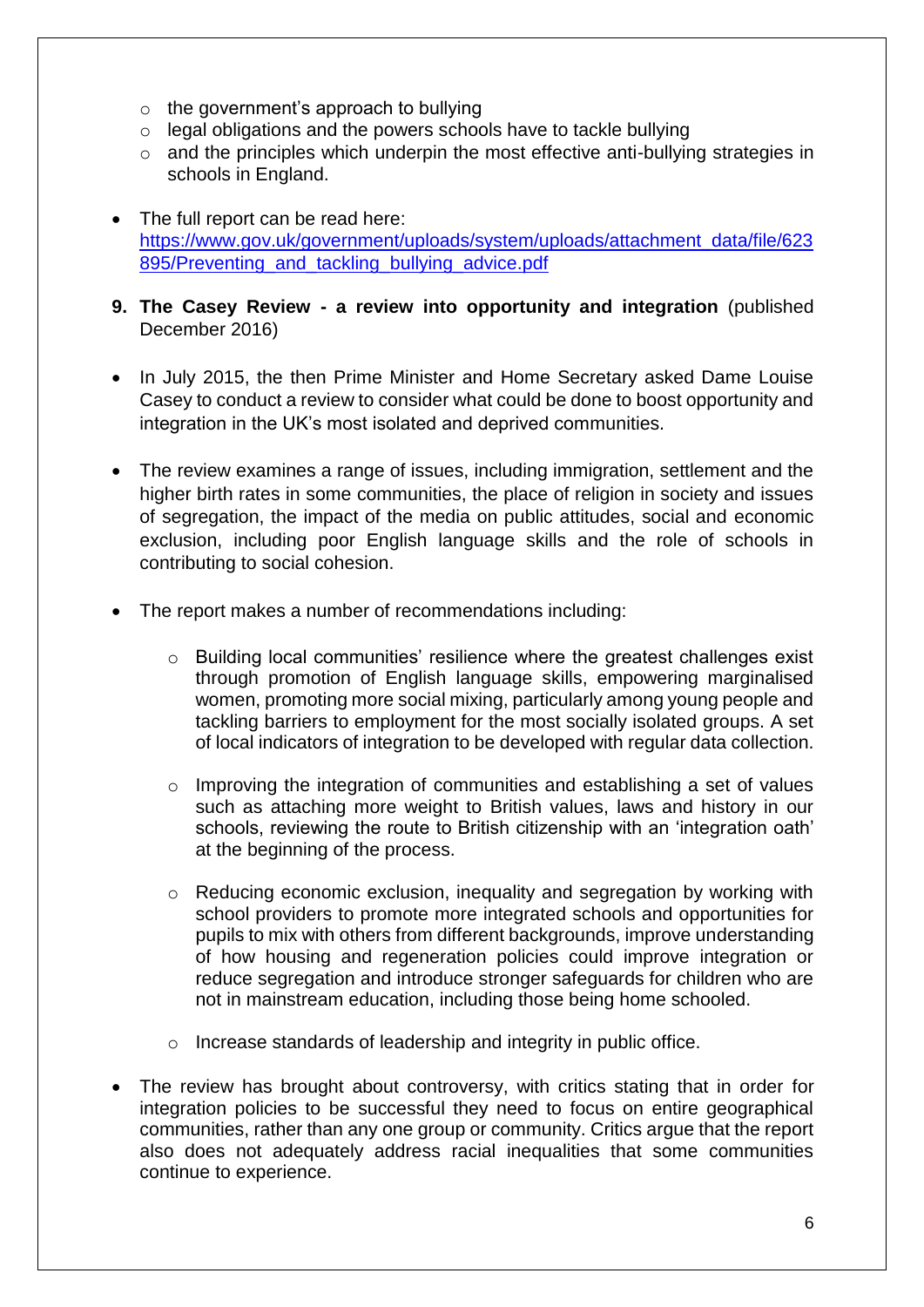- the government's approach to bullying
  - legal obligations and the powers schools have to tackle bullying
  - and the principles which underpin the most effective anti-bullying strategies in schools in England.

- The full report can be read here: [https://www.gov.uk/government/uploads/system/uploads/attachment_data/file/623895/Preventing_and_tackling_bullying_advice.pdf](https://www.gov.uk/government/uploads/system/uploads/attachment_data/file/623895/Preventing_and_tackling_bullying_advice.pdf)

**9. The Casey Review - a review into opportunity and integration** (published December 2016)

- In July 2015, the then Prime Minister and Home Secretary asked Dame Louise Casey to conduct a review to consider what could be done to boost opportunity and integration in the UK's most isolated and deprived communities.

- The review examines a range of issues, including immigration, settlement and the higher birth rates in some communities, the place of religion in society and issues of segregation, the impact of the media on public attitudes, social and economic exclusion, including poor English language skills and the role of schools in contributing to social cohesion.

- The report makes a number of recommendations including:

  - Building local communities' resilience where the greatest challenges exist through promotion of English language skills, empowering marginalised women, promoting more social mixing, particularly among young people and tackling barriers to employment for the most socially isolated groups. A set of local indicators of integration to be developed with regular data collection.

  - Improving the integration of communities and establishing a set of values such as attaching more weight to British values, laws and history in our schools, reviewing the route to British citizenship with an 'integration oath' at the beginning of the process.

  - Reducing economic exclusion, inequality and segregation by working with school providers to promote more integrated schools and opportunities for pupils to mix with others from different backgrounds, improve understanding of how housing and regeneration policies could improve integration or reduce segregation and introduce stronger safeguards for children who are not in mainstream education, including those being home schooled.

  - Increase standards of leadership and integrity in public office.

- The review has brought about controversy, with critics stating that in order for integration policies to be successful they need to focus on entire geographical communities, rather than any one group or community. Critics argue that the report also does not adequately address racial inequalities that some communities continue to experience.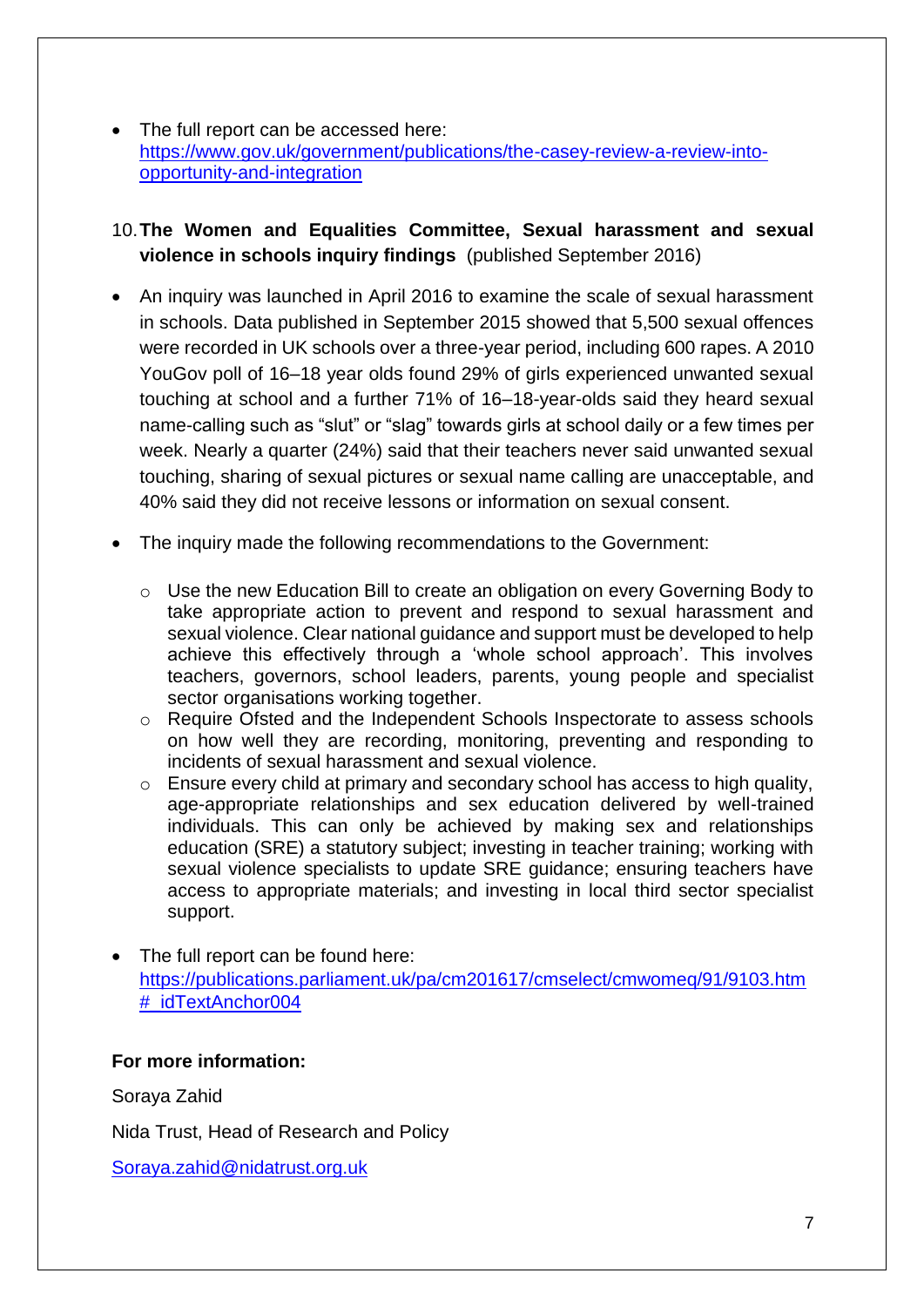- The full report can be accessed here: [https://www.gov.uk/government/publications/the-casey-review-a-review-into-opportunity-and-integration](https://www.gov.uk/government/publications/the-casey-review-a-review-into-opportunity-and-integration)

10. **The Women and Equalities Committee, Sexual harassment and sexual violence in schools inquiry findings** (published September 2016)

- An inquiry was launched in April 2016 to examine the scale of sexual harassment in schools. Data published in September 2015 showed that 5,500 sexual offences were recorded in UK schools over a three-year period, including 600 rapes. A 2010 YouGov poll of 16–18 year olds found 29% of girls experienced unwanted sexual touching at school and a further 71% of 16–18-year-olds said they heard sexual name-calling such as "slut" or "slag" towards girls at school daily or a few times per week. Nearly a quarter (24%) said that their teachers never said unwanted sexual touching, sharing of sexual pictures or sexual name calling are unacceptable, and 40% said they did not receive lessons or information on sexual consent.

- The inquiry made the following recommendations to the Government:
  - Use the new Education Bill to create an obligation on every Governing Body to take appropriate action to prevent and respond to sexual harassment and sexual violence. Clear national guidance and support must be developed to help achieve this effectively through a 'whole school approach'. This involves teachers, governors, school leaders, parents, young people and specialist sector organisations working together.
  - Require Ofsted and the Independent Schools Inspectorate to assess schools on how well they are recording, monitoring, preventing and responding to incidents of sexual harassment and sexual violence.
  - Ensure every child at primary and secondary school has access to high quality, age-appropriate relationships and sex education delivered by well-trained individuals. This can only be achieved by making sex and relationships education (SRE) a statutory subject; investing in teacher training; working with sexual violence specialists to update SRE guidance; ensuring teachers have access to appropriate materials; and investing in local third sector specialist support.

- The full report can be found here: [https://publications.parliament.uk/pa/cm201617/cmselect/cmwomeq/91/9103.htm#_idTextAnchor004](https://publications.parliament.uk/pa/cm201617/cmselect/cmwomeq/91/9103.htm#_idTextAnchor004)

**For more information:**

Soraya Zahid

Nida Trust, Head of Research and Policy

[Soraya.zahid@nidatrust.org.uk](mailto:Soraya.zahid@nidatrust.org.uk)